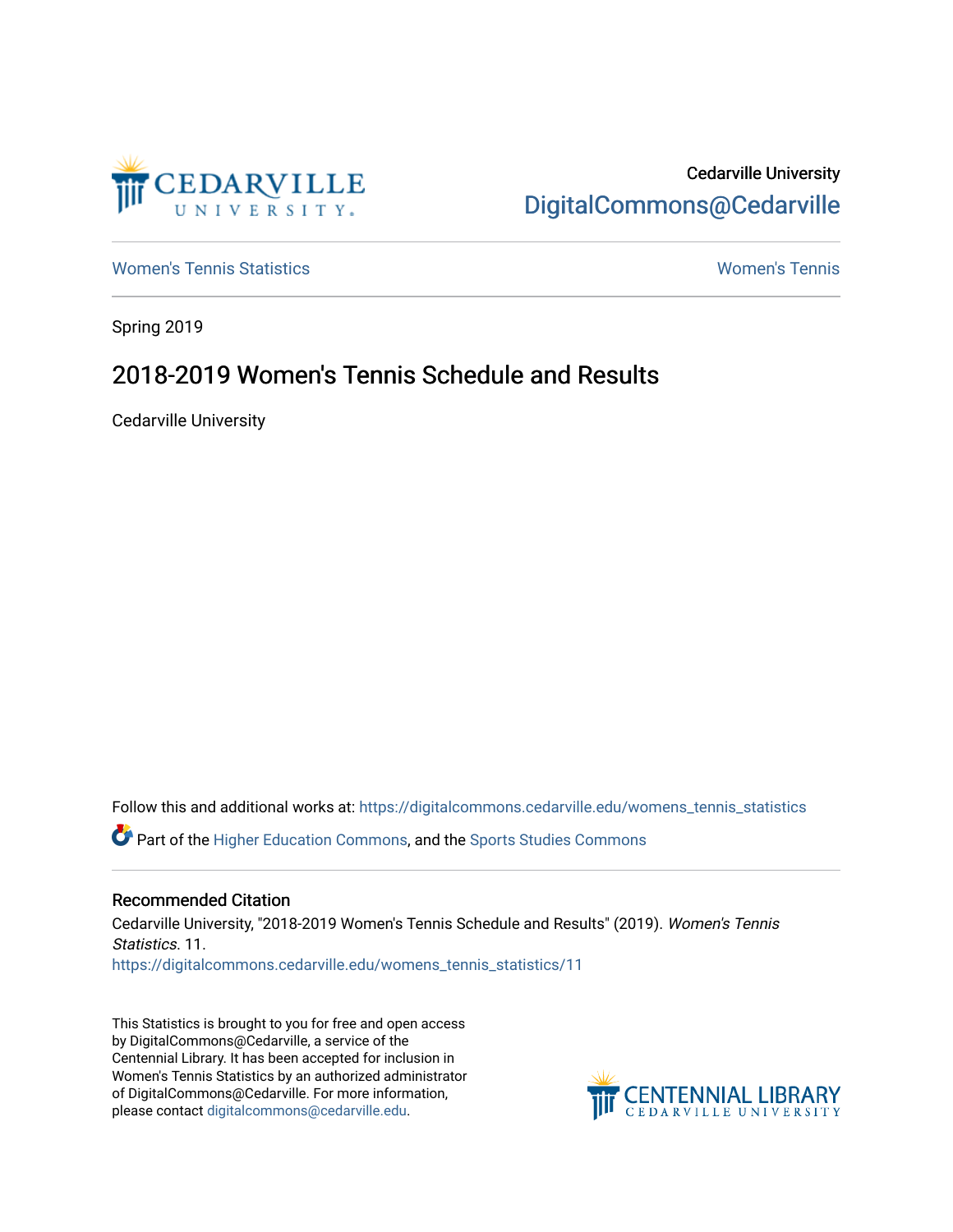Cedarville University
DigitalCommons@Cedarville

Women's Tennis Statistics | Women's Tennis

Spring 2019

# 2018-2019 Women's Tennis Schedule and Results

Cedarville University

Follow this and additional works at: https://digitalcommons.cedarville.edu/womens_tennis_statistics

Part of the Higher Education Commons, and the Sports Studies Commons

## Recommended Citation

Cedarville University, "2018-2019 Women's Tennis Schedule and Results" (2019). *Women's Tennis Statistics*. 11.
https://digitalcommons.cedarville.edu/womens_tennis_statistics/11

This Statistics is brought to you for free and open access by DigitalCommons@Cedarville, a service of the Centennial Library. It has been accepted for inclusion in Women's Tennis Statistics by an authorized administrator of DigitalCommons@Cedarville. For more information, please contact digitalcommons@cedarville.edu.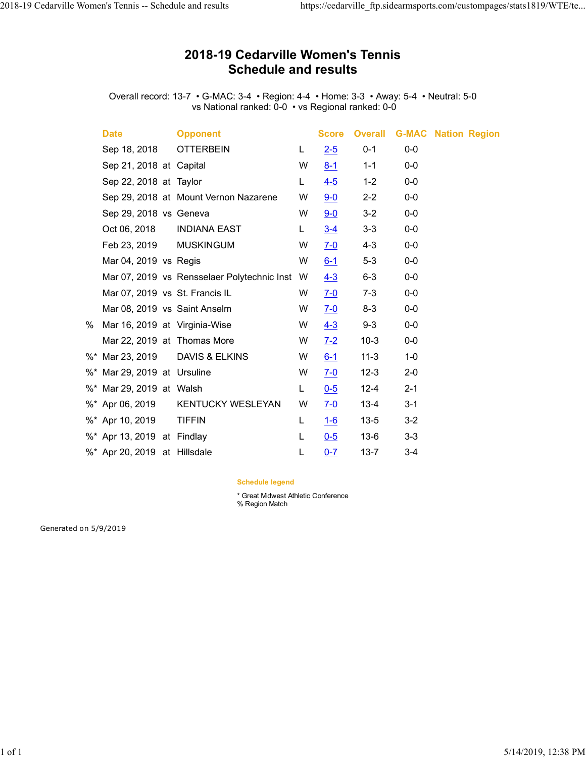# 2018-19 Cedarville Women's Tennis
# Schedule and results

Overall record: 13-7 • G-MAC: 3-4 • Region: 4-4 • Home: 3-3 • Away: 5-4 • Neutral: 5-0
vs National ranked: 0-0 • vs Regional ranked: 0-0

| | Date | | Opponent | | Score | Overall | G-MAC | Nation | Region |
|---|---|---|---|---|---|---|---|---|---|
| | Sep 18, 2018 | | OTTERBEIN | L | 2-5 | 0-1 | 0-0 | | |
| | Sep 21, 2018 | at | Capital | W | 8-1 | 1-1 | 0-0 | | |
| | Sep 22, 2018 | at | Taylor | L | 4-5 | 1-2 | 0-0 | | |
| | Sep 29, 2018 | at | Mount Vernon Nazarene | W | 9-0 | 2-2 | 0-0 | | |
| | Sep 29, 2018 | vs | Geneva | W | 9-0 | 3-2 | 0-0 | | |
| | Oct 06, 2018 | | INDIANA EAST | L | 3-4 | 3-3 | 0-0 | | |
| | Feb 23, 2019 | | MUSKINGUM | W | 7-0 | 4-3 | 0-0 | | |
| | Mar 04, 2019 | vs | Regis | W | 6-1 | 5-3 | 0-0 | | |
| | Mar 07, 2019 | vs | Rensselaer Polytechnic Inst | W | 4-3 | 6-3 | 0-0 | | |
| | Mar 07, 2019 | vs | St. Francis IL | W | 7-0 | 7-3 | 0-0 | | |
| | Mar 08, 2019 | vs | Saint Anselm | W | 7-0 | 8-3 | 0-0 | | |
| % | Mar 16, 2019 | at | Virginia-Wise | W | 4-3 | 9-3 | 0-0 | | |
| | Mar 22, 2019 | at | Thomas More | W | 7-2 | 10-3 | 0-0 | | |
| %* | Mar 23, 2019 | | DAVIS & ELKINS | W | 6-1 | 11-3 | 1-0 | | |
| %* | Mar 29, 2019 | at | Ursuline | W | 7-0 | 12-3 | 2-0 | | |
| %* | Mar 29, 2019 | at | Walsh | L | 0-5 | 12-4 | 2-1 | | |
| %* | Apr 06, 2019 | | KENTUCKY WESLEYAN | W | 7-0 | 13-4 | 3-1 | | |
| %* | Apr 10, 2019 | | TIFFIN | L | 1-6 | 13-5 | 3-2 | | |
| %* | Apr 13, 2019 | at | Findlay | L | 0-5 | 13-6 | 3-3 | | |
| %* | Apr 20, 2019 | at | Hillsdale | L | 0-7 | 13-7 | 3-4 | | |

**Schedule legend**

* Great Midwest Athletic Conference
% Region Match

Generated on 5/9/2019